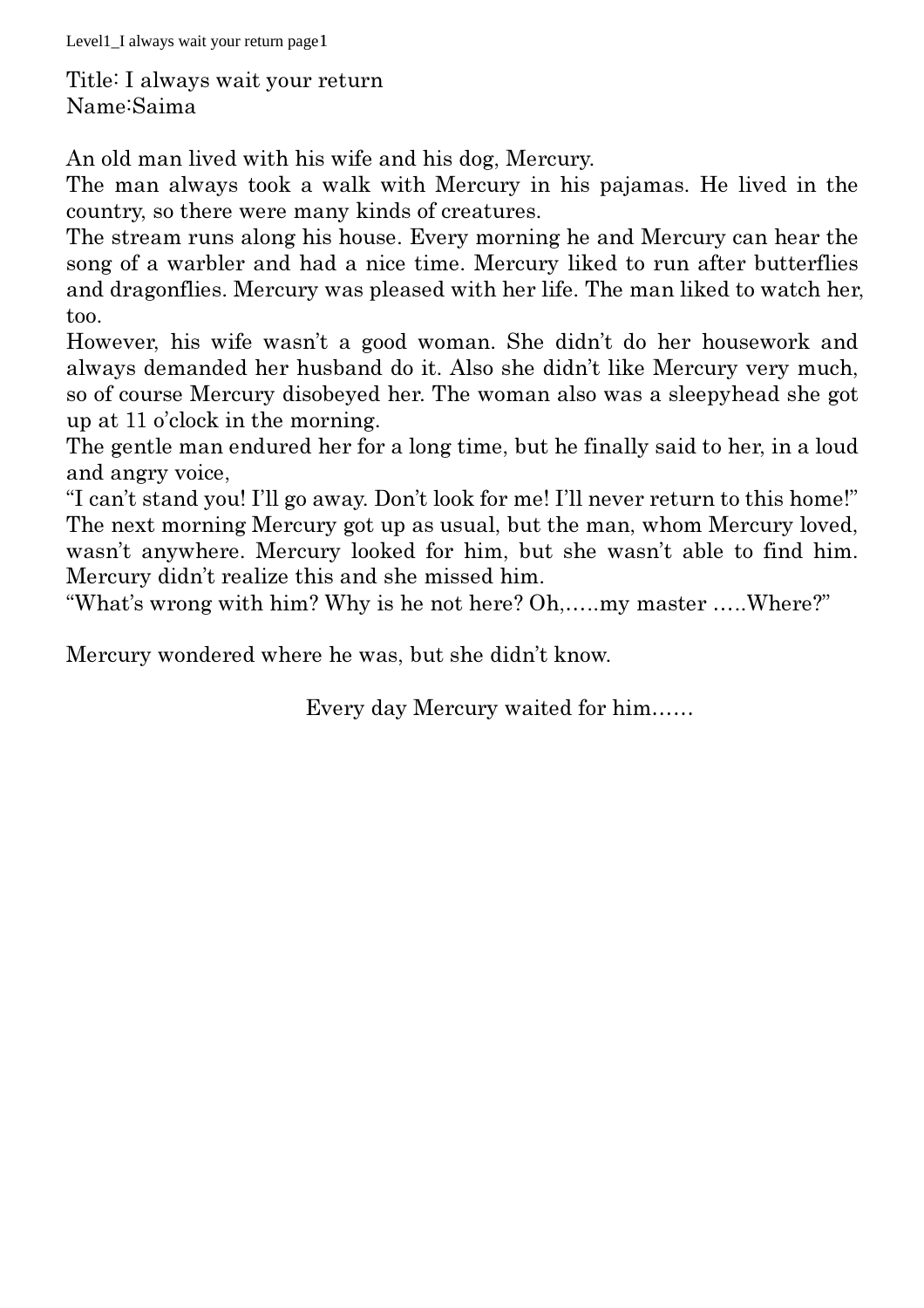Title: I always wait your return
Name:Saima

An old man lived with his wife and his dog, Mercury.

The man always took a walk with Mercury in his pajamas. He lived in the country, so there were many kinds of creatures.

The stream runs along his house. Every morning he and Mercury can hear the song of a warbler and had a nice time. Mercury liked to run after butterflies and dragonflies. Mercury was pleased with her life. The man liked to watch her, too.

However, his wife wasn't a good woman. She didn't do her housework and always demanded her husband do it. Also she didn't like Mercury very much, so of course Mercury disobeyed her. The woman also was a sleepyhead she got up at 11 o'clock in the morning.

The gentle man endured her for a long time, but he finally said to her, in a loud and angry voice,

"I can't stand you! I'll go away. Don't look for me! I'll never return to this home!"

The next morning Mercury got up as usual, but the man, whom Mercury loved, wasn't anywhere. Mercury looked for him, but she wasn't able to find him. Mercury didn't realize this and she missed him.

"What's wrong with him? Why is he not here? Oh,…..my master …..Where?"

Mercury wondered where he was, but she didn't know.

Every day Mercury waited for him……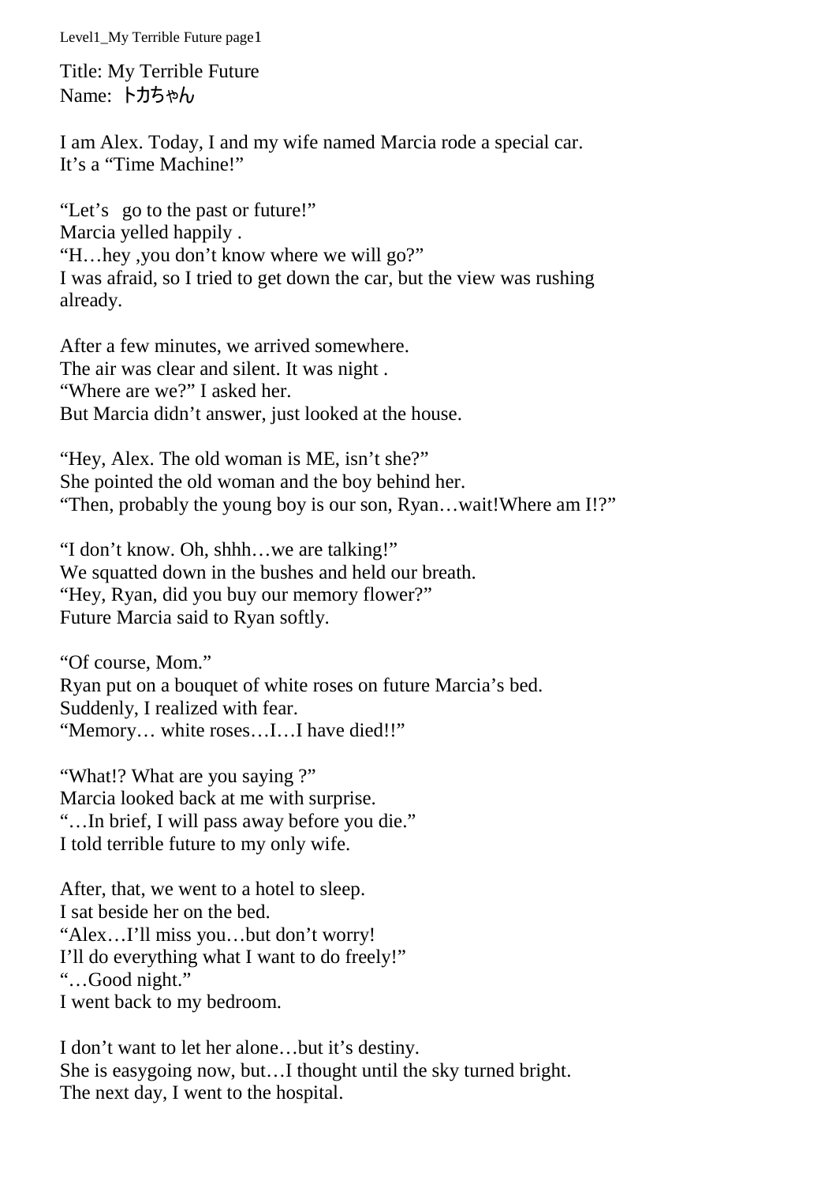Title: My Terrible Future
Name: トカちゃん

I am Alex. Today, I and my wife named Marcia rode a special car.
It's a "Time Machine!"

"Let's go to the past or future!"
Marcia yelled happily .
"H…hey ,you don't know where we will go?"
I was afraid, so I tried to get down the car, but the view was rushing already.

After a few minutes, we arrived somewhere.
The air was clear and silent. It was night .
"Where are we?" I asked her.
But Marcia didn't answer, just looked at the house.

"Hey, Alex. The old woman is ME, isn't she?"
She pointed the old woman and the boy behind her.
"Then, probably the young boy is our son, Ryan…wait!Where am I!?"

"I don't know. Oh, shhh…we are talking!"
We squatted down in the bushes and held our breath.
"Hey, Ryan, did you buy our memory flower?"
Future Marcia said to Ryan softly.

"Of course, Mom."
Ryan put on a bouquet of white roses on future Marcia's bed.
Suddenly, I realized with fear.
"Memory… white roses…I…I have died!!"

"What!? What are you saying ?"
Marcia looked back at me with surprise.
"…In brief, I will pass away before you die."
I told terrible future to my only wife.

After, that, we went to a hotel to sleep.
I sat beside her on the bed.
"Alex…I'll miss you…but don't worry!
I'll do everything what I want to do freely!"
"…Good night."
I went back to my bedroom.

I don't want to let her alone…but it's destiny.
She is easygoing now, but…I thought until the sky turned bright.
The next day, I went to the hospital.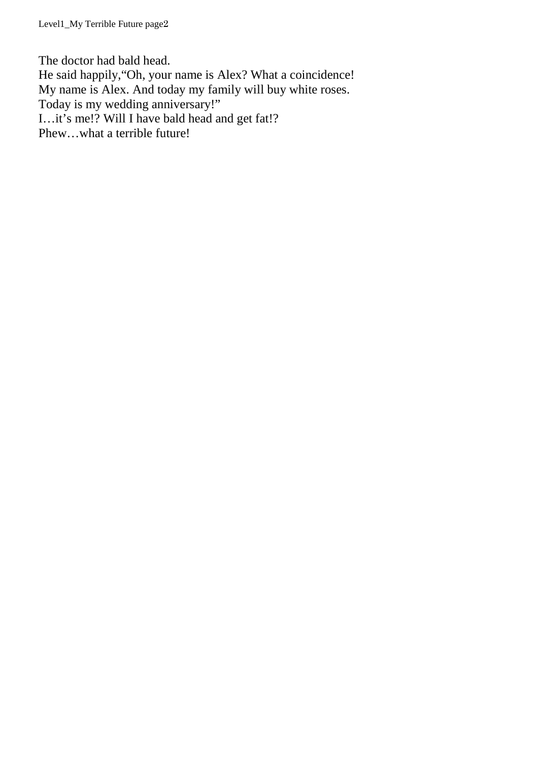The doctor had bald head.
He said happily,“Oh, your name is Alex? What a coincidence!
My name is Alex. And today my family will buy white roses.
Today is my wedding anniversary!”
I…it’s me!? Will I have bald head and get fat!?
Phew…what a terrible future!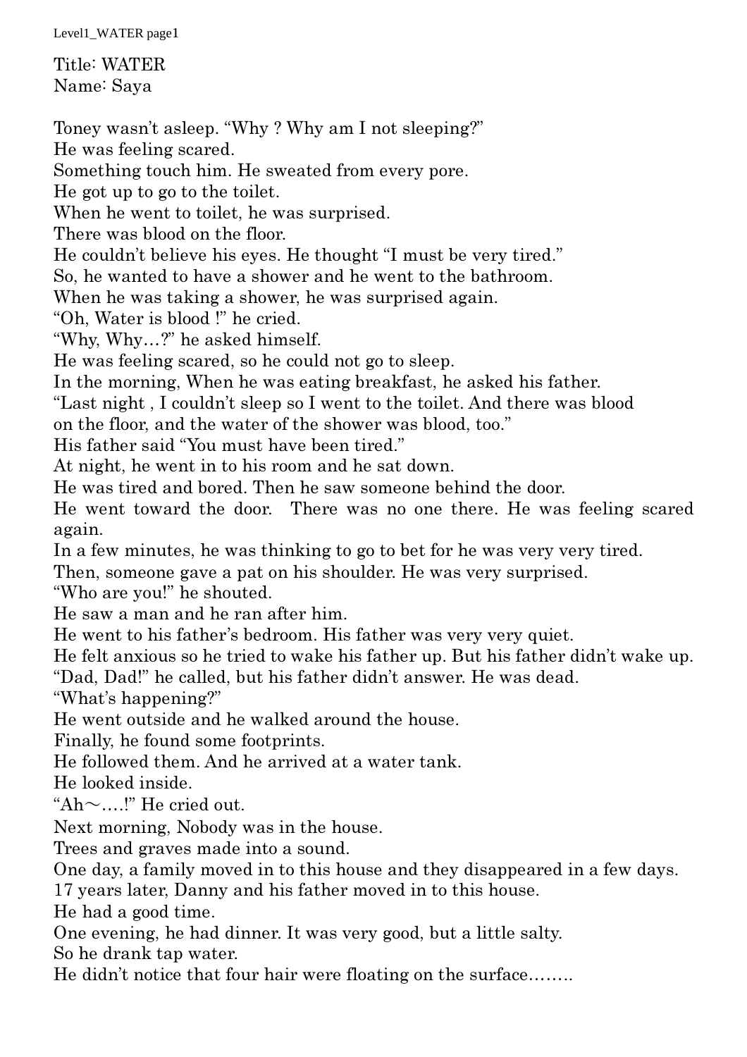Title: WATER
Name: Saya

Toney wasn't asleep. "Why ? Why am I not sleeping?"
He was feeling scared.
Something touch him. He sweated from every pore.
He got up to go to the toilet.
When he went to toilet, he was surprised.
There was blood on the floor.
He couldn't believe his eyes. He thought "I must be very tired."
So, he wanted to have a shower and he went to the bathroom.
When he was taking a shower, he was surprised again.
"Oh, Water is blood !" he cried.
"Why, Why…?" he asked himself.
He was feeling scared, so he could not go to sleep.
In the morning, When he was eating breakfast, he asked his father.
"Last night , I couldn't sleep so I went to the toilet. And there was blood on the floor, and the water of the shower was blood, too."
His father said "You must have been tired."
At night, he went in to his room and he sat down.
He was tired and bored. Then he saw someone behind the door.
He went toward the door. There was no one there. He was feeling scared again.
In a few minutes, he was thinking to go to bet for he was very very tired.
Then, someone gave a pat on his shoulder. He was very surprised.
"Who are you!" he shouted.
He saw a man and he ran after him.
He went to his father's bedroom. His father was very very quiet.
He felt anxious so he tried to wake his father up. But his father didn't wake up.
"Dad, Dad!" he called, but his father didn't answer. He was dead.
"What's happening?"
He went outside and he walked around the house.
Finally, he found some footprints.
He followed them. And he arrived at a water tank.
He looked inside.
"Ah～….!" He cried out.
Next morning, Nobody was in the house.
Trees and graves made into a sound.
One day, a family moved in to this house and they disappeared in a few days.
17 years later, Danny and his father moved in to this house.
He had a good time.
One evening, he had dinner. It was very good, but a little salty.
So he drank tap water.
He didn't notice that four hair were floating on the surface……..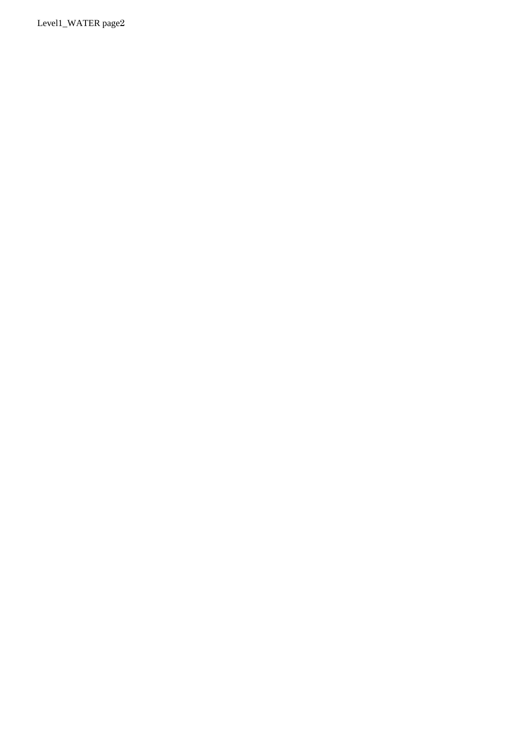Level1_WATER page2